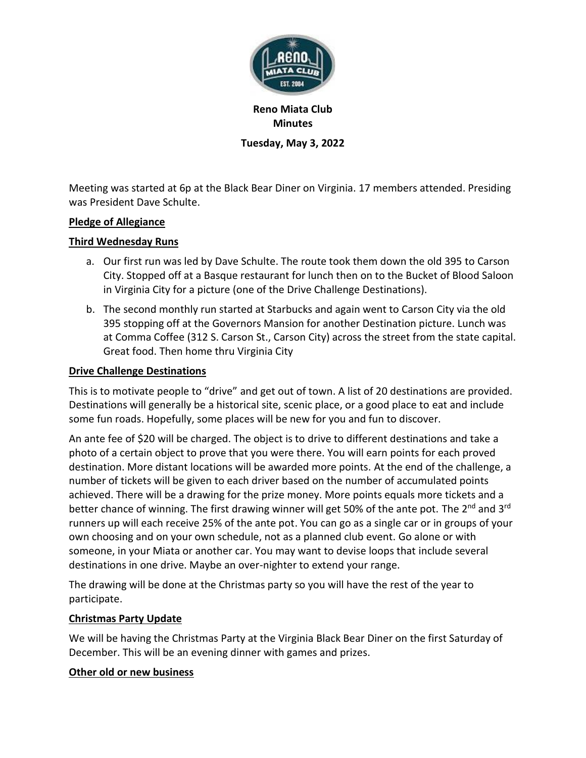**Reno Miata Club**
**Minutes**

**Tuesday, May 3, 2022**

Meeting was started at 6p at the Black Bear Diner on Virginia. 17 members attended. Presiding was President Dave Schulte.

**Pledge of Allegiance**

**Third Wednesday Runs**

a. Our first run was led by Dave Schulte. The route took them down the old 395 to Carson City. Stopped off at a Basque restaurant for lunch then on to the Bucket of Blood Saloon in Virginia City for a picture (one of the Drive Challenge Destinations).

b. The second monthly run started at Starbucks and again went to Carson City via the old 395 stopping off at the Governors Mansion for another Destination picture. Lunch was at Comma Coffee (312 S. Carson St., Carson City) across the street from the state capital. Great food. Then home thru Virginia City

**Drive Challenge Destinations**

This is to motivate people to "drive" and get out of town. A list of 20 destinations are provided. Destinations will generally be a historical site, scenic place, or a good place to eat and include some fun roads. Hopefully, some places will be new for you and fun to discover.

An ante fee of $20 will be charged. The object is to drive to different destinations and take a photo of a certain object to prove that you were there. You will earn points for each proved destination. More distant locations will be awarded more points. At the end of the challenge, a number of tickets will be given to each driver based on the number of accumulated points achieved. There will be a drawing for the prize money. More points equals more tickets and a better chance of winning. The first drawing winner will get 50% of the ante pot. The 2nd and 3rd runners up will each receive 25% of the ante pot. You can go as a single car or in groups of your own choosing and on your own schedule, not as a planned club event. Go alone or with someone, in your Miata or another car. You may want to devise loops that include several destinations in one drive. Maybe an over-nighter to extend your range.

The drawing will be done at the Christmas party so you will have the rest of the year to participate.

**Christmas Party Update**

We will be having the Christmas Party at the Virginia Black Bear Diner on the first Saturday of December. This will be an evening dinner with games and prizes.

**Other old or new business**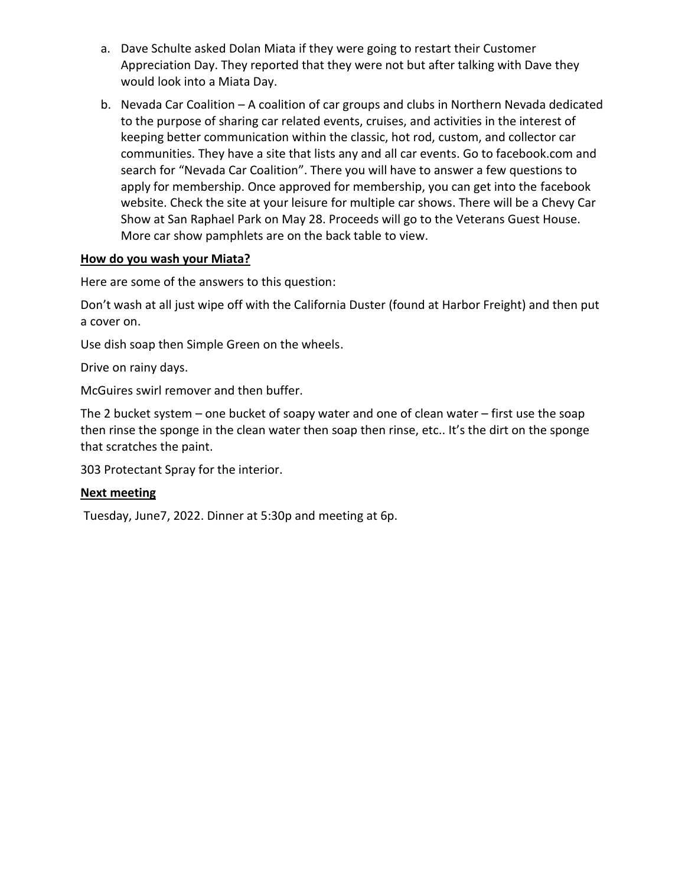a. Dave Schulte asked Dolan Miata if they were going to restart their Customer Appreciation Day. They reported that they were not but after talking with Dave they would look into a Miata Day.

b. Nevada Car Coalition – A coalition of car groups and clubs in Northern Nevada dedicated to the purpose of sharing car related events, cruises, and activities in the interest of keeping better communication within the classic, hot rod, custom, and collector car communities. They have a site that lists any and all car events. Go to facebook.com and search for "Nevada Car Coalition". There you will have to answer a few questions to apply for membership. Once approved for membership, you can get into the facebook website. Check the site at your leisure for multiple car shows. There will be a Chevy Car Show at San Raphael Park on May 28. Proceeds will go to the Veterans Guest House. More car show pamphlets are on the back table to view.

**How do you wash your Miata?**

Here are some of the answers to this question:

Don't wash at all just wipe off with the California Duster (found at Harbor Freight) and then put a cover on.

Use dish soap then Simple Green on the wheels.

Drive on rainy days.

McGuires swirl remover and then buffer.

The 2 bucket system – one bucket of soapy water and one of clean water – first use the soap then rinse the sponge in the clean water then soap then rinse, etc.. It's the dirt on the sponge that scratches the paint.

303 Protectant Spray for the interior.

**Next meeting**

Tuesday, June7, 2022. Dinner at 5:30p and meeting at 6p.